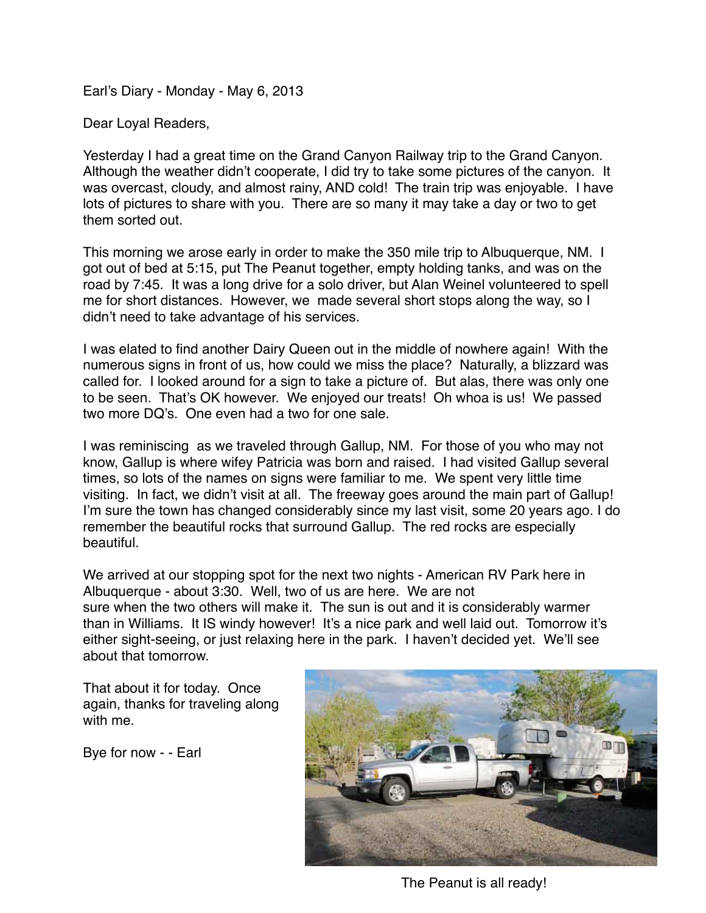Earl's Diary - Monday - May 6, 2013

Dear Loyal Readers,

Yesterday I had a great time on the Grand Canyon Railway trip to the Grand Canyon. Although the weather didn't cooperate, I did try to take some pictures of the canyon. It was overcast, cloudy, and almost rainy, AND cold! The train trip was enjoyable. I have lots of pictures to share with you. There are so many it may take a day or two to get them sorted out.

This morning we arose early in order to make the 350 mile trip to Albuquerque, NM. I got out of bed at 5:15, put The Peanut together, empty holding tanks, and was on the road by 7:45. It was a long drive for a solo driver, but Alan Weinel volunteered to spell me for short distances. However, we made several short stops along the way, so I didn't need to take advantage of his services.

I was elated to find another Dairy Queen out in the middle of nowhere again! With the numerous signs in front of us, how could we miss the place? Naturally, a blizzard was called for. I looked around for a sign to take a picture of. But alas, there was only one to be seen. That's OK however. We enjoyed our treats! Oh whoa is us! We passed two more DQ's. One even had a two for one sale.

I was reminiscing as we traveled through Gallup, NM. For those of you who may not know, Gallup is where wifey Patricia was born and raised. I had visited Gallup several times, so lots of the names on signs were familiar to me. We spent very little time visiting. In fact, we didn't visit at all. The freeway goes around the main part of Gallup! I'm sure the town has changed considerably since my last visit, some 20 years ago. I do remember the beautiful rocks that surround Gallup. The red rocks are especially beautiful.

We arrived at our stopping spot for the next two nights - American RV Park here in Albuquerque - about 3:30. Well, two of us are here. We are not sure when the two others will make it. The sun is out and it is considerably warmer than in Williams. It IS windy however! It's a nice park and well laid out. Tomorrow it's either sight-seeing, or just relaxing here in the park. I haven't decided yet. We'll see about that tomorrow.

That about it for today. Once again, thanks for traveling along with me.

Bye for now - - Earl

The Peanut is all ready!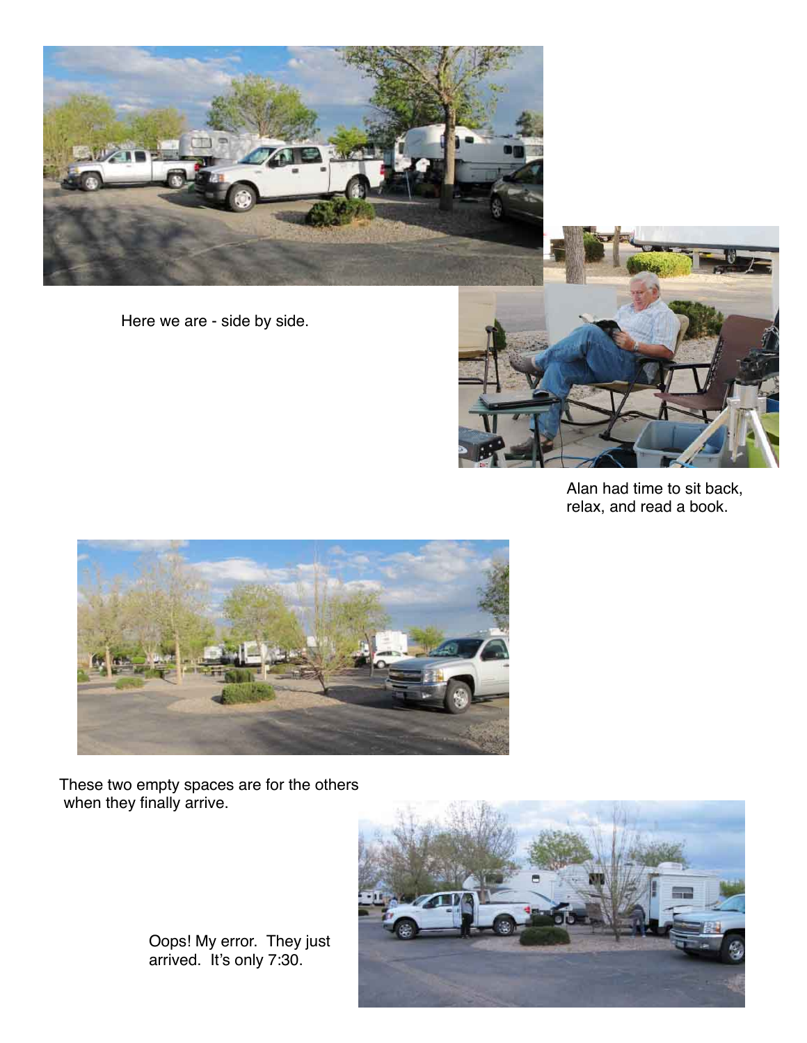Here we are - side by side.

Alan had time to sit back, relax, and read a book.

These two empty spaces are for the others when they finally arrive.

Oops! My error. They just arrived. It's only 7:30.